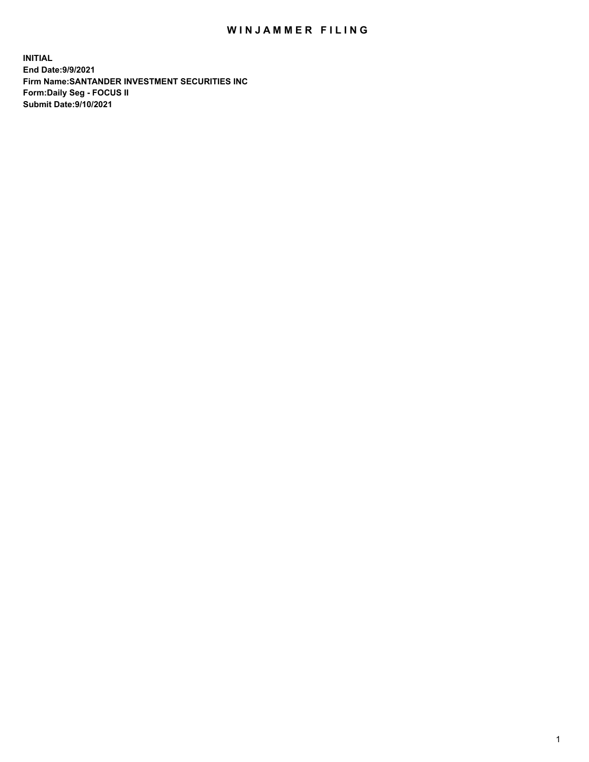# WINJAMMER FILING

**INITIAL**
**End Date:9/9/2021**
**Firm Name:SANTANDER INVESTMENT SECURITIES INC**
**Form:Daily Seg - FOCUS II**
**Submit Date:9/10/2021**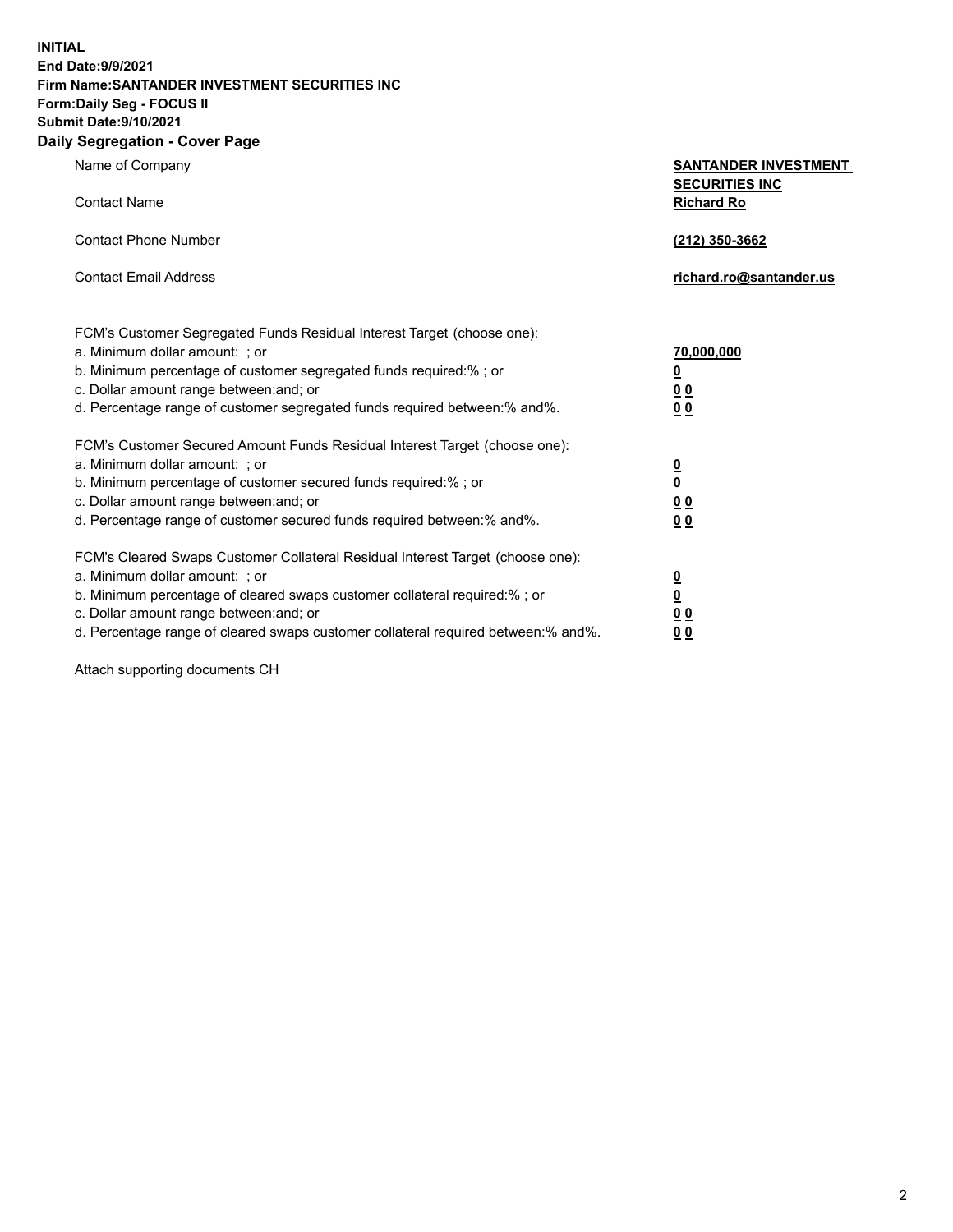**INITIAL**
**End Date:9/9/2021**
**Firm Name:SANTANDER INVESTMENT SECURITIES INC**
**Form:Daily Seg - FOCUS II**
**Submit Date:9/10/2021**

## Daily Segregation - Cover Page

| | |
|---|---|
| Name of Company | **SANTANDER INVESTMENT SECURITIES INC** |
| Contact Name | **Richard Ro** |
| Contact Phone Number | **(212) 350-3662** |
| Contact Email Address | **richard.ro@santander.us** |

| | |
|---|---|
| FCM's Customer Segregated Funds Residual Interest Target (choose one): | |
| a. Minimum dollar amount: ; or | **70,000,000** |
| b. Minimum percentage of customer segregated funds required:% ; or | **0** |
| c. Dollar amount range between:and; or | **0 0** |
| d. Percentage range of customer segregated funds required between:% and%. | **0 0** |
| FCM's Customer Secured Amount Funds Residual Interest Target (choose one): | |
| a. Minimum dollar amount: ; or | **0** |
| b. Minimum percentage of customer secured funds required:% ; or | **0** |
| c. Dollar amount range between:and; or | **0 0** |
| d. Percentage range of customer secured funds required between:% and%. | **0 0** |
| FCM's Cleared Swaps Customer Collateral Residual Interest Target (choose one): | |
| a. Minimum dollar amount: ; or | **0** |
| b. Minimum percentage of cleared swaps customer collateral required:% ; or | **0** |
| c. Dollar amount range between:and; or | **0 0** |
| d. Percentage range of cleared swaps customer collateral required between:% and%. | **0 0** |

Attach supporting documents CH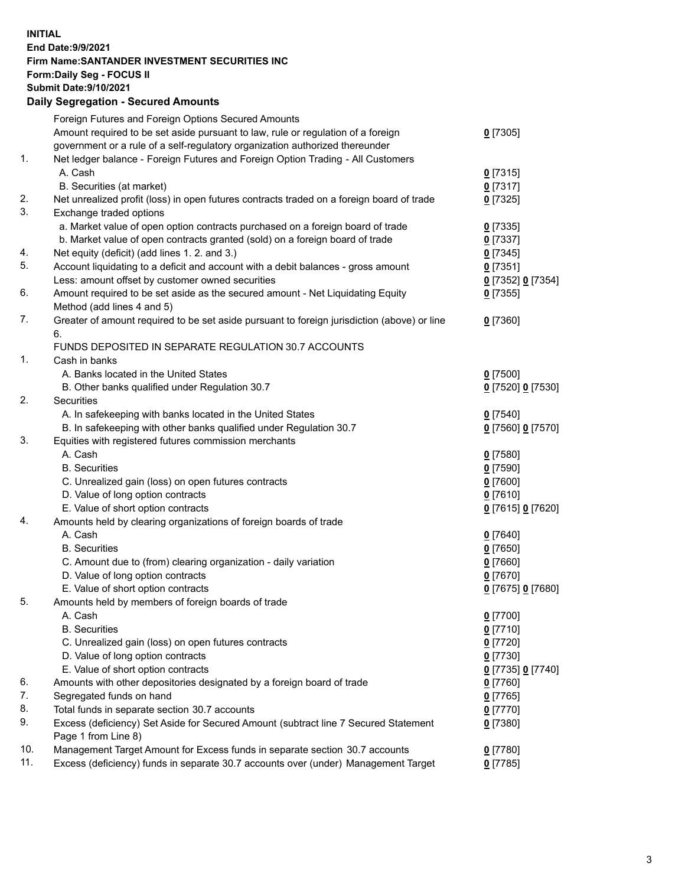**INITIAL**
**End Date:9/9/2021**
**Firm Name:SANTANDER INVESTMENT SECURITIES INC**
**Form:Daily Seg - FOCUS II**
**Submit Date:9/10/2021**

## Daily Segregation - Secured Amounts

| | | |
|---|---|---|
| | Foreign Futures and Foreign Options Secured Amounts | |
| | Amount required to be set aside pursuant to law, rule or regulation of a foreign government or a rule of a self-regulatory organization authorized thereunder | 0 [7305] |
| 1. | Net ledger balance - Foreign Futures and Foreign Option Trading - All Customers | |
| | A. Cash | 0 [7315] |
| | B. Securities (at market) | 0 [7317] |
| 2. | Net unrealized profit (loss) in open futures contracts traded on a foreign board of trade | 0 [7325] |
| 3. | Exchange traded options | |
| | a. Market value of open option contracts purchased on a foreign board of trade | 0 [7335] |
| | b. Market value of open contracts granted (sold) on a foreign board of trade | 0 [7337] |
| 4. | Net equity (deficit) (add lines 1. 2. and 3.) | 0 [7345] |
| 5. | Account liquidating to a deficit and account with a debit balances - gross amount | 0 [7351] |
| | Less: amount offset by customer owned securities | 0 [7352] 0 [7354] |
| 6. | Amount required to be set aside as the secured amount - Net Liquidating Equity Method (add lines 4 and 5) | 0 [7355] |
| 7. | Greater of amount required to be set aside pursuant to foreign jurisdiction (above) or line 6. | 0 [7360] |
| | FUNDS DEPOSITED IN SEPARATE REGULATION 30.7 ACCOUNTS | |
| 1. | Cash in banks | |
| | A. Banks located in the United States | 0 [7500] |
| | B. Other banks qualified under Regulation 30.7 | 0 [7520] 0 [7530] |
| 2. | Securities | |
| | A. In safekeeping with banks located in the United States | 0 [7540] |
| | B. In safekeeping with other banks qualified under Regulation 30.7 | 0 [7560] 0 [7570] |
| 3. | Equities with registered futures commission merchants | |
| | A. Cash | 0 [7580] |
| | B. Securities | 0 [7590] |
| | C. Unrealized gain (loss) on open futures contracts | 0 [7600] |
| | D. Value of long option contracts | 0 [7610] |
| | E. Value of short option contracts | 0 [7615] 0 [7620] |
| 4. | Amounts held by clearing organizations of foreign boards of trade | |
| | A. Cash | 0 [7640] |
| | B. Securities | 0 [7650] |
| | C. Amount due to (from) clearing organization - daily variation | 0 [7660] |
| | D. Value of long option contracts | 0 [7670] |
| | E. Value of short option contracts | 0 [7675] 0 [7680] |
| 5. | Amounts held by members of foreign boards of trade | |
| | A. Cash | 0 [7700] |
| | B. Securities | 0 [7710] |
| | C. Unrealized gain (loss) on open futures contracts | 0 [7720] |
| | D. Value of long option contracts | 0 [7730] |
| | E. Value of short option contracts | 0 [7735] 0 [7740] |
| 6. | Amounts with other depositories designated by a foreign board of trade | 0 [7760] |
| 7. | Segregated funds on hand | 0 [7765] |
| 8. | Total funds in separate section 30.7 accounts | 0 [7770] |
| 9. | Excess (deficiency) Set Aside for Secured Amount (subtract line 7 Secured Statement Page 1 from Line 8) | 0 [7380] |
| 10. | Management Target Amount for Excess funds in separate section 30.7 accounts | 0 [7780] |
| 11. | Excess (deficiency) funds in separate 30.7 accounts over (under) Management Target | 0 [7785] |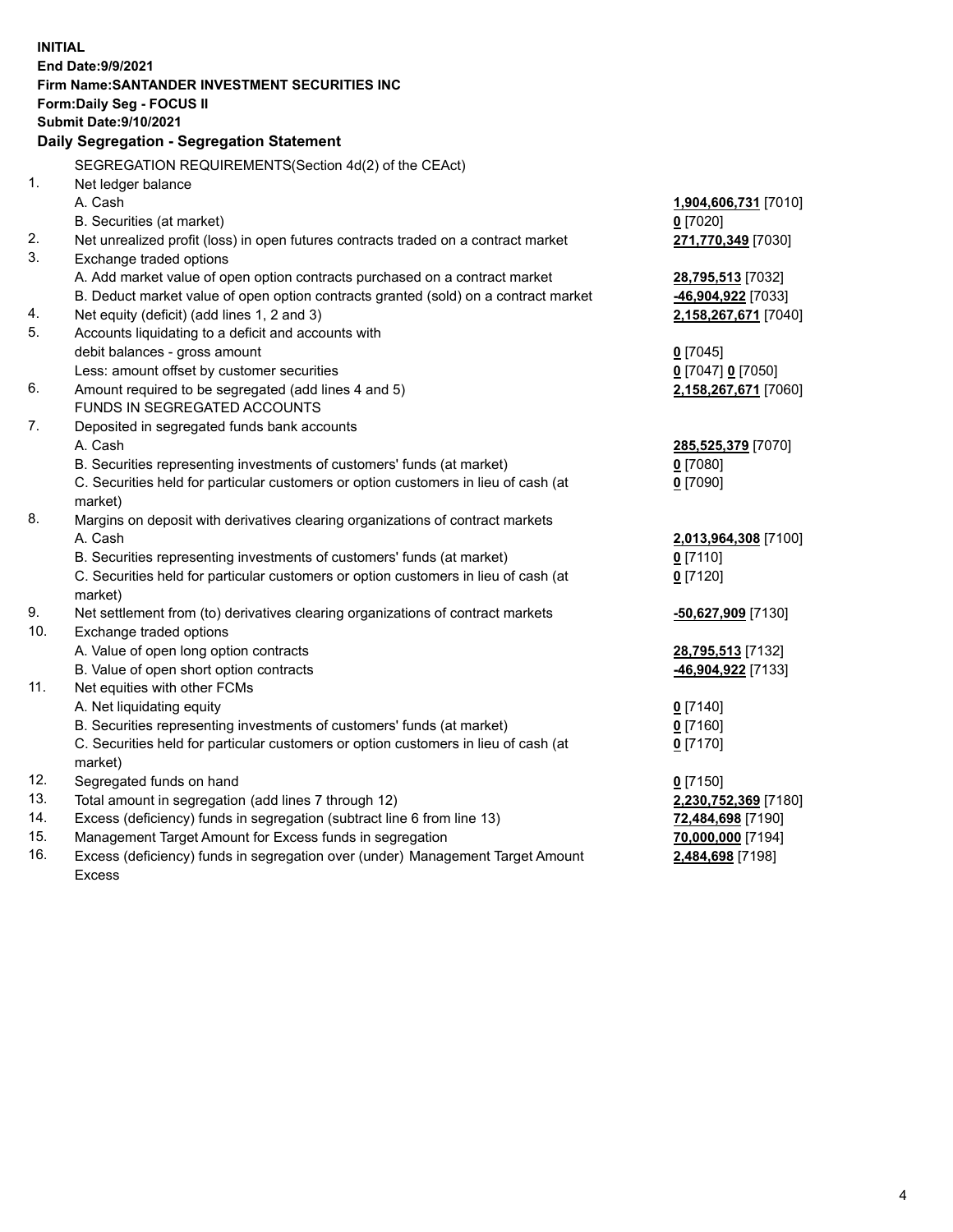**INITIAL**
**End Date:9/9/2021**
**Firm Name:SANTANDER INVESTMENT SECURITIES INC**
**Form:Daily Seg - FOCUS II**
**Submit Date:9/10/2021**

## Daily Segregation - Segregation Statement

| | | |
|---|---|---|
| | SEGREGATION REQUIREMENTS(Section 4d(2) of the CEAct) | |
| 1. | Net ledger balance | |
| | A. Cash | **1,904,606,731** [7010] |
| | B. Securities (at market) | **0** [7020] |
| 2. | Net unrealized profit (loss) in open futures contracts traded on a contract market | **271,770,349** [7030] |
| 3. | Exchange traded options | |
| | A. Add market value of open option contracts purchased on a contract market | **28,795,513** [7032] |
| | B. Deduct market value of open option contracts granted (sold) on a contract market | **-46,904,922** [7033] |
| 4. | Net equity (deficit) (add lines 1, 2 and 3) | **2,158,267,671** [7040] |
| 5. | Accounts liquidating to a deficit and accounts with debit balances - gross amount | **0** [7045] |
| | Less: amount offset by customer securities | **0** [7047] **0** [7050] |
| 6. | Amount required to be segregated (add lines 4 and 5) | **2,158,267,671** [7060] |
| | FUNDS IN SEGREGATED ACCOUNTS | |
| 7. | Deposited in segregated funds bank accounts | |
| | A. Cash | **285,525,379** [7070] |
| | B. Securities representing investments of customers' funds (at market) | **0** [7080] |
| | C. Securities held for particular customers or option customers in lieu of cash (at market) | **0** [7090] |
| 8. | Margins on deposit with derivatives clearing organizations of contract markets | |
| | A. Cash | **2,013,964,308** [7100] |
| | B. Securities representing investments of customers' funds (at market) | **0** [7110] |
| | C. Securities held for particular customers or option customers in lieu of cash (at market) | **0** [7120] |
| 9. | Net settlement from (to) derivatives clearing organizations of contract markets | **-50,627,909** [7130] |
| 10. | Exchange traded options | |
| | A. Value of open long option contracts | **28,795,513** [7132] |
| | B. Value of open short option contracts | **-46,904,922** [7133] |
| 11. | Net equities with other FCMs | |
| | A. Net liquidating equity | **0** [7140] |
| | B. Securities representing investments of customers' funds (at market) | **0** [7160] |
| | C. Securities held for particular customers or option customers in lieu of cash (at market) | **0** [7170] |
| 12. | Segregated funds on hand | **0** [7150] |
| 13. | Total amount in segregation (add lines 7 through 12) | **2,230,752,369** [7180] |
| 14. | Excess (deficiency) funds in segregation (subtract line 6 from line 13) | **72,484,698** [7190] |
| 15. | Management Target Amount for Excess funds in segregation | **70,000,000** [7194] |
| 16. | Excess (deficiency) funds in segregation over (under) Management Target Amount Excess | **2,484,698** [7198] |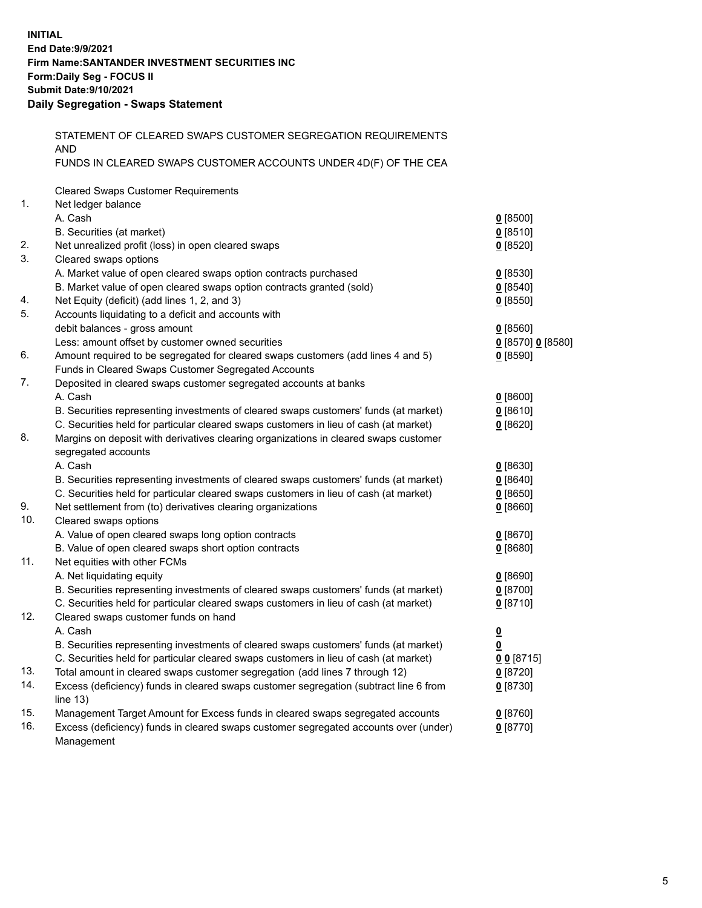**INITIAL**
**End Date:9/9/2021**
**Firm Name:SANTANDER INVESTMENT SECURITIES INC**
**Form:Daily Seg - FOCUS II**
**Submit Date:9/10/2021**
**Daily Segregation - Swaps Statement**

STATEMENT OF CLEARED SWAPS CUSTOMER SEGREGATION REQUIREMENTS AND FUNDS IN CLEARED SWAPS CUSTOMER ACCOUNTS UNDER 4D(F) OF THE CEA

| | | |
|---|---|---|
| | Cleared Swaps Customer Requirements | |
| 1. | Net ledger balance | |
| | A. Cash | 0 [8500] |
| | B. Securities (at market) | 0 [8510] |
| 2. | Net unrealized profit (loss) in open cleared swaps | 0 [8520] |
| 3. | Cleared swaps options | |
| | A. Market value of open cleared swaps option contracts purchased | 0 [8530] |
| | B. Market value of open cleared swaps option contracts granted (sold) | 0 [8540] |
| 4. | Net Equity (deficit) (add lines 1, 2, and 3) | 0 [8550] |
| 5. | Accounts liquidating to a deficit and accounts with debit balances - gross amount | 0 [8560] |
| | Less: amount offset by customer owned securities | 0 [8570] 0 [8580] |
| 6. | Amount required to be segregated for cleared swaps customers (add lines 4 and 5) | 0 [8590] |
| | Funds in Cleared Swaps Customer Segregated Accounts | |
| 7. | Deposited in cleared swaps customer segregated accounts at banks | |
| | A. Cash | 0 [8600] |
| | B. Securities representing investments of cleared swaps customers' funds (at market) | 0 [8610] |
| | C. Securities held for particular cleared swaps customers in lieu of cash (at market) | 0 [8620] |
| 8. | Margins on deposit with derivatives clearing organizations in cleared swaps customer segregated accounts | |
| | A. Cash | 0 [8630] |
| | B. Securities representing investments of cleared swaps customers' funds (at market) | 0 [8640] |
| | C. Securities held for particular cleared swaps customers in lieu of cash (at market) | 0 [8650] |
| 9. | Net settlement from (to) derivatives clearing organizations | 0 [8660] |
| 10. | Cleared swaps options | |
| | A. Value of open cleared swaps long option contracts | 0 [8670] |
| | B. Value of open cleared swaps short option contracts | 0 [8680] |
| 11. | Net equities with other FCMs | |
| | A. Net liquidating equity | 0 [8690] |
| | B. Securities representing investments of cleared swaps customers' funds (at market) | 0 [8700] |
| | C. Securities held for particular cleared swaps customers in lieu of cash (at market) | 0 [8710] |
| 12. | Cleared swaps customer funds on hand | |
| | A. Cash | 0 |
| | B. Securities representing investments of cleared swaps customers' funds (at market) | 0 |
| | C. Securities held for particular cleared swaps customers in lieu of cash (at market) | 0 0 [8715] |
| 13. | Total amount in cleared swaps customer segregation (add lines 7 through 12) | 0 [8720] |
| 14. | Excess (deficiency) funds in cleared swaps customer segregation (subtract line 6 from line 13) | 0 [8730] |
| 15. | Management Target Amount for Excess funds in cleared swaps segregated accounts | 0 [8760] |
| 16. | Excess (deficiency) funds in cleared swaps customer segregated accounts over (under) Management | 0 [8770] |